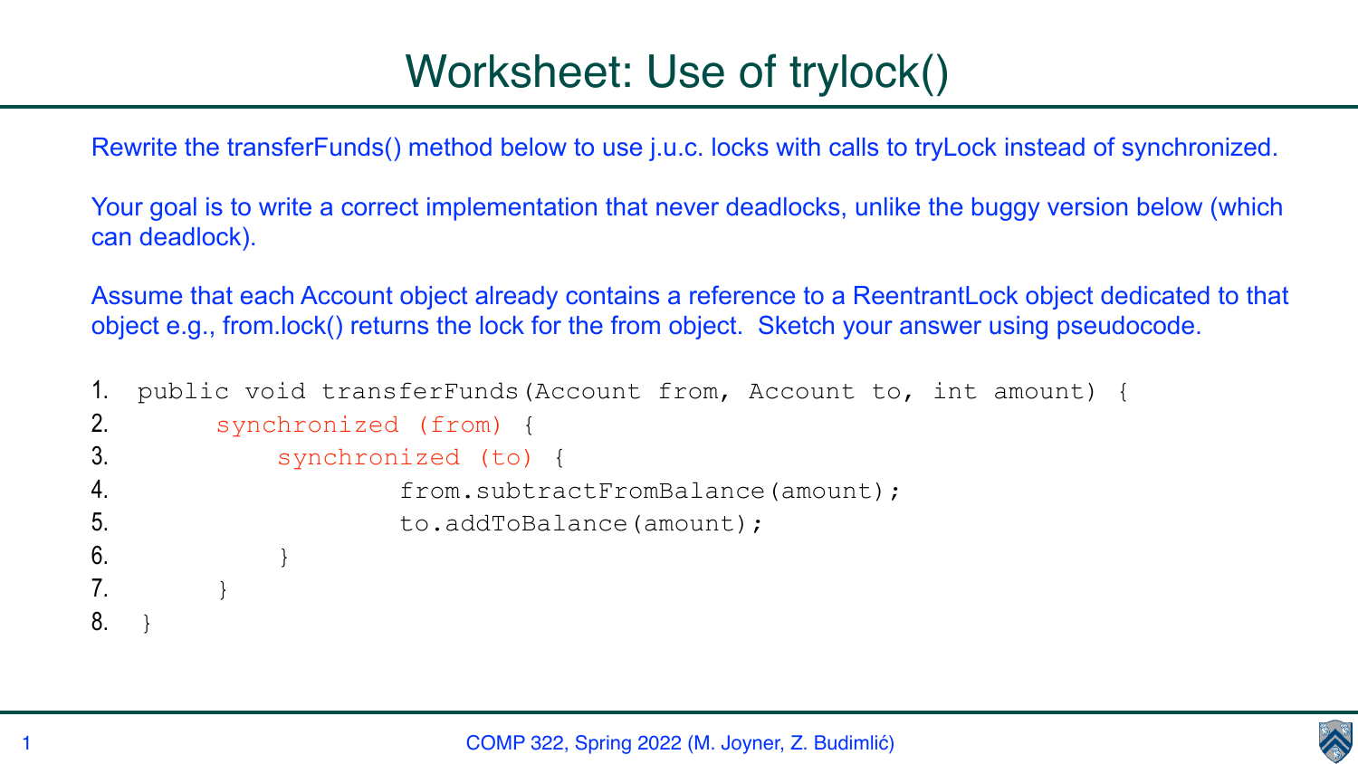# Worksheet: Use of trylock()

Rewrite the transferFunds() method below to use j.u.c. locks with calls to tryLock instead of synchronized.

Your goal is to write a correct implementation that never deadlocks, unlike the buggy version below (which can deadlock).

Assume that each Account object already contains a reference to a ReentrantLock object dedicated to that object e.g., from.lock() returns the lock for the from object. Sketch your answer using pseudocode.

```
1.  public void transferFunds(Account from, Account to, int amount) {
2.        synchronized (from) {
3.            synchronized (to) {
4.                    from.subtractFromBalance(amount);
5.                    to.addToBalance(amount);
6.            }
7.        }
8.  }
```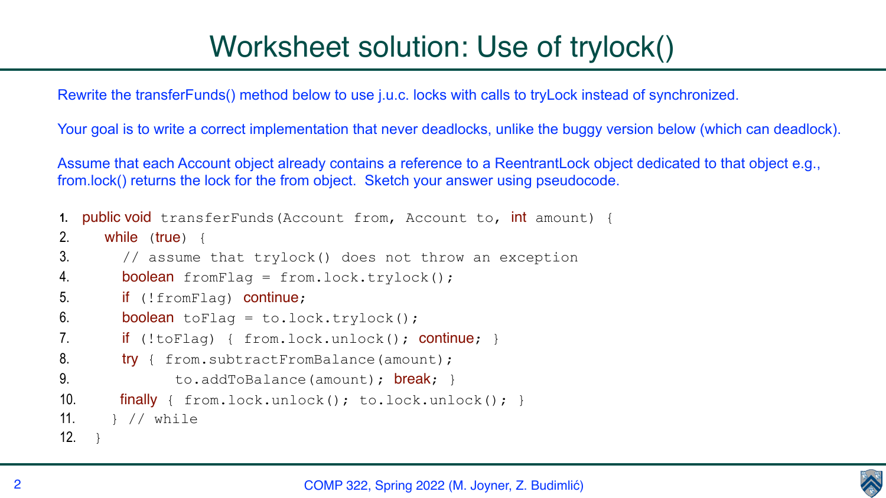# Worksheet solution: Use of trylock()

Rewrite the transferFunds() method below to use j.u.c. locks with calls to tryLock instead of synchronized.

Your goal is to write a correct implementation that never deadlocks, unlike the buggy version below (which can deadlock).

Assume that each Account object already contains a reference to a ReentrantLock object dedicated to that object e.g., from.lock() returns the lock for the from object. Sketch your answer using pseudocode.

```
1.  public void transferFunds(Account from, Account to, int amount) {
2.    while (true) {
3.      // assume that trylock() does not throw an exception
4.      boolean fromFlag = from.lock.trylock();
5.      if (!fromFlag) continue;
6.      boolean toFlag = to.lock.trylock();
7.      if (!toFlag) { from.lock.unlock(); continue; }
8.      try { from.subtractFromBalance(amount);
9.            to.addToBalance(amount); break; }
10.     finally { from.lock.unlock(); to.lock.unlock(); }
11.   } // while
12. }
```